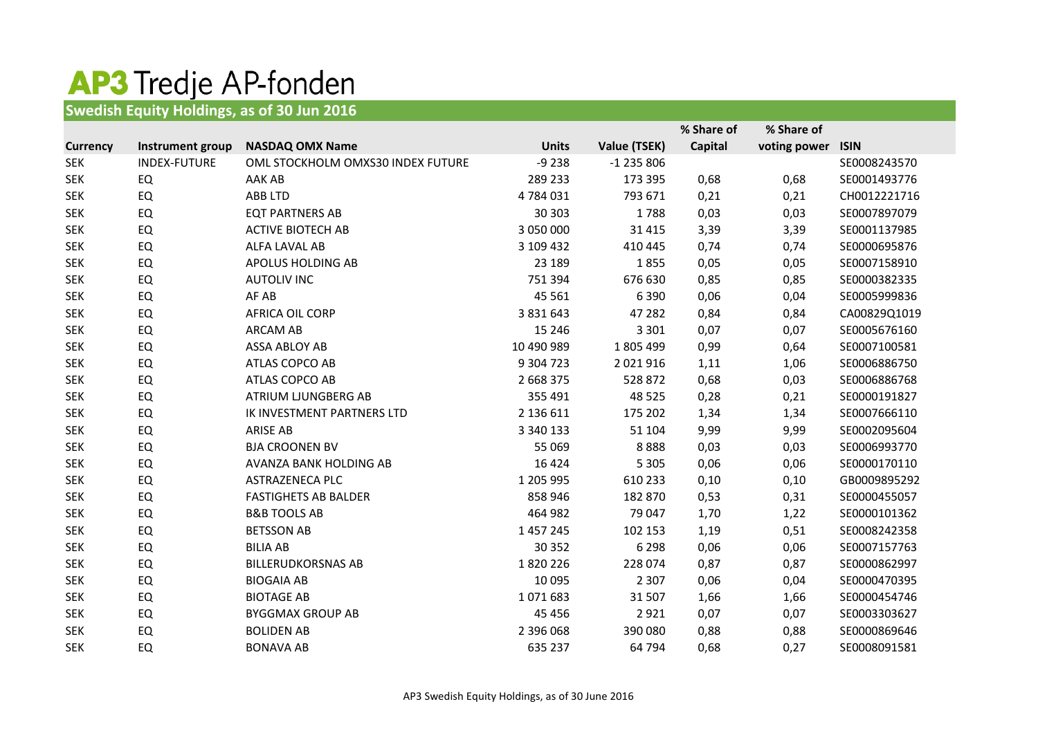# AP3 Tredje AP-fonden

## Swedish Equity Holdings, as of 30 Jun 2016

| Currency | Instrument group | NASDAQ OMX Name | Units | Value (TSEK) | % Share of Capital | % Share of voting power | ISIN |
|---|---|---|---|---|---|---|---|
| SEK | INDEX-FUTURE | OML STOCKHOLM OMXS30 INDEX FUTURE | -9 238 | -1 235 806 | | | SE0008243570 |
| SEK | EQ | AAK AB | 289 233 | 173 395 | 0,68 | 0,68 | SE0001493776 |
| SEK | EQ | ABB LTD | 4 784 031 | 793 671 | 0,21 | 0,21 | CH0012221716 |
| SEK | EQ | EQT PARTNERS AB | 30 303 | 1 788 | 0,03 | 0,03 | SE0007897079 |
| SEK | EQ | ACTIVE BIOTECH AB | 3 050 000 | 31 415 | 3,39 | 3,39 | SE0001137985 |
| SEK | EQ | ALFA LAVAL AB | 3 109 432 | 410 445 | 0,74 | 0,74 | SE0000695876 |
| SEK | EQ | APOLUS HOLDING AB | 23 189 | 1 855 | 0,05 | 0,05 | SE0007158910 |
| SEK | EQ | AUTOLIV INC | 751 394 | 676 630 | 0,85 | 0,85 | SE0000382335 |
| SEK | EQ | AF AB | 45 561 | 6 390 | 0,06 | 0,04 | SE0005999836 |
| SEK | EQ | AFRICA OIL CORP | 3 831 643 | 47 282 | 0,84 | 0,84 | CA00829Q1019 |
| SEK | EQ | ARCAM AB | 15 246 | 3 301 | 0,07 | 0,07 | SE0005676160 |
| SEK | EQ | ASSA ABLOY AB | 10 490 989 | 1 805 499 | 0,99 | 0,64 | SE0007100581 |
| SEK | EQ | ATLAS COPCO AB | 9 304 723 | 2 021 916 | 1,11 | 1,06 | SE0006886750 |
| SEK | EQ | ATLAS COPCO AB | 2 668 375 | 528 872 | 0,68 | 0,03 | SE0006886768 |
| SEK | EQ | ATRIUM LJUNGBERG AB | 355 491 | 48 525 | 0,28 | 0,21 | SE0000191827 |
| SEK | EQ | IK INVESTMENT PARTNERS LTD | 2 136 611 | 175 202 | 1,34 | 1,34 | SE0007666110 |
| SEK | EQ | ARISE AB | 3 340 133 | 51 104 | 9,99 | 9,99 | SE0002095604 |
| SEK | EQ | BJA CROONEN BV | 55 069 | 8 888 | 0,03 | 0,03 | SE0006993770 |
| SEK | EQ | AVANZA BANK HOLDING AB | 16 424 | 5 305 | 0,06 | 0,06 | SE0000170110 |
| SEK | EQ | ASTRAZENECA PLC | 1 205 995 | 610 233 | 0,10 | 0,10 | GB0009895292 |
| SEK | EQ | FASTIGHETS AB BALDER | 858 946 | 182 870 | 0,53 | 0,31 | SE0000455057 |
| SEK | EQ | B&B TOOLS AB | 464 982 | 79 047 | 1,70 | 1,22 | SE0000101362 |
| SEK | EQ | BETSSON AB | 1 457 245 | 102 153 | 1,19 | 0,51 | SE0008242358 |
| SEK | EQ | BILIA AB | 30 352 | 6 298 | 0,06 | 0,06 | SE0007157763 |
| SEK | EQ | BILLERUDKORSNAS AB | 1 820 226 | 228 074 | 0,87 | 0,87 | SE0000862997 |
| SEK | EQ | BIOGAIA AB | 10 095 | 2 307 | 0,06 | 0,04 | SE0000470395 |
| SEK | EQ | BIOTAGE AB | 1 071 683 | 31 507 | 1,66 | 1,66 | SE0000454746 |
| SEK | EQ | BYGGMAX GROUP AB | 45 456 | 2 921 | 0,07 | 0,07 | SE0003303627 |
| SEK | EQ | BOLIDEN AB | 2 396 068 | 390 080 | 0,88 | 0,88 | SE0000869646 |
| SEK | EQ | BONAVA AB | 635 237 | 64 794 | 0,68 | 0,27 | SE0008091581 |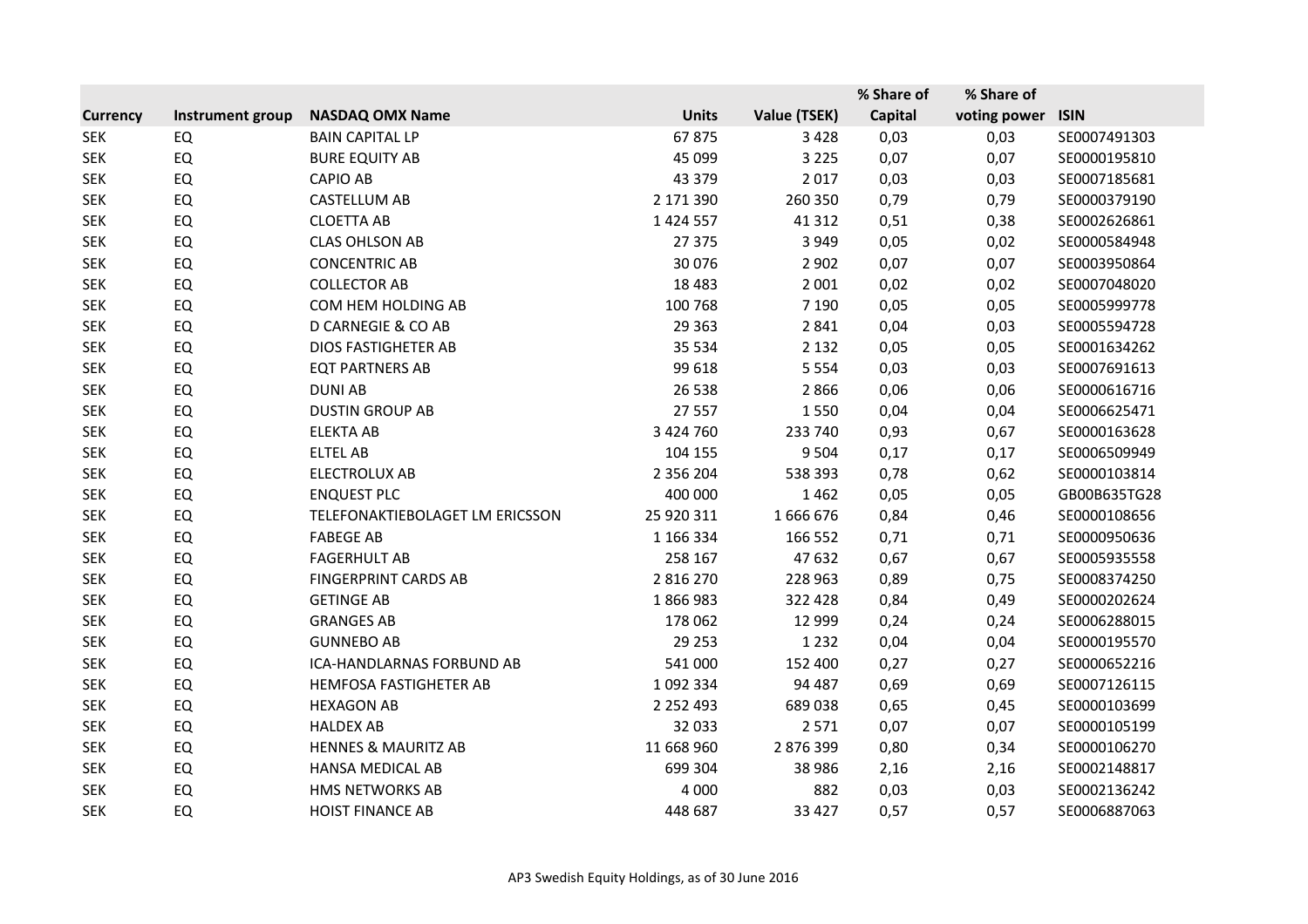| Currency | Instrument group | NASDAQ OMX Name | Units | Value (TSEK) | % Share of Capital | % Share of voting power | ISIN |
|---|---|---|---|---|---|---|---|
| SEK | EQ | BAIN CAPITAL LP | 67 875 | 3 428 | 0,03 | 0,03 | SE0007491303 |
| SEK | EQ | BURE EQUITY AB | 45 099 | 3 225 | 0,07 | 0,07 | SE0000195810 |
| SEK | EQ | CAPIO AB | 43 379 | 2 017 | 0,03 | 0,03 | SE0007185681 |
| SEK | EQ | CASTELLUM AB | 2 171 390 | 260 350 | 0,79 | 0,79 | SE0000379190 |
| SEK | EQ | CLOETTA AB | 1 424 557 | 41 312 | 0,51 | 0,38 | SE0002626861 |
| SEK | EQ | CLAS OHLSON AB | 27 375 | 3 949 | 0,05 | 0,02 | SE0000584948 |
| SEK | EQ | CONCENTRIC AB | 30 076 | 2 902 | 0,07 | 0,07 | SE0003950864 |
| SEK | EQ | COLLECTOR AB | 18 483 | 2 001 | 0,02 | 0,02 | SE0007048020 |
| SEK | EQ | COM HEM HOLDING AB | 100 768 | 7 190 | 0,05 | 0,05 | SE0005999778 |
| SEK | EQ | D CARNEGIE & CO AB | 29 363 | 2 841 | 0,04 | 0,03 | SE0005594728 |
| SEK | EQ | DIOS FASTIGHETER AB | 35 534 | 2 132 | 0,05 | 0,05 | SE0001634262 |
| SEK | EQ | EQT PARTNERS AB | 99 618 | 5 554 | 0,03 | 0,03 | SE0007691613 |
| SEK | EQ | DUNI AB | 26 538 | 2 866 | 0,06 | 0,06 | SE0000616716 |
| SEK | EQ | DUSTIN GROUP AB | 27 557 | 1 550 | 0,04 | 0,04 | SE0006625471 |
| SEK | EQ | ELEKTA AB | 3 424 760 | 233 740 | 0,93 | 0,67 | SE0000163628 |
| SEK | EQ | ELTEL AB | 104 155 | 9 504 | 0,17 | 0,17 | SE0006509949 |
| SEK | EQ | ELECTROLUX AB | 2 356 204 | 538 393 | 0,78 | 0,62 | SE0000103814 |
| SEK | EQ | ENQUEST PLC | 400 000 | 1 462 | 0,05 | 0,05 | GB00B635TG28 |
| SEK | EQ | TELEFONAKTIEBOLAGET LM ERICSSON | 25 920 311 | 1 666 676 | 0,84 | 0,46 | SE0000108656 |
| SEK | EQ | FABEGE AB | 1 166 334 | 166 552 | 0,71 | 0,71 | SE0000950636 |
| SEK | EQ | FAGERHULT AB | 258 167 | 47 632 | 0,67 | 0,67 | SE0005935558 |
| SEK | EQ | FINGERPRINT CARDS AB | 2 816 270 | 228 963 | 0,89 | 0,75 | SE0008374250 |
| SEK | EQ | GETINGE AB | 1 866 983 | 322 428 | 0,84 | 0,49 | SE0000202624 |
| SEK | EQ | GRANGES AB | 178 062 | 12 999 | 0,24 | 0,24 | SE0006288015 |
| SEK | EQ | GUNNEBO AB | 29 253 | 1 232 | 0,04 | 0,04 | SE0000195570 |
| SEK | EQ | ICA-HANDLARNAS FORBUND AB | 541 000 | 152 400 | 0,27 | 0,27 | SE0000652216 |
| SEK | EQ | HEMFOSA FASTIGHETER AB | 1 092 334 | 94 487 | 0,69 | 0,69 | SE0007126115 |
| SEK | EQ | HEXAGON AB | 2 252 493 | 689 038 | 0,65 | 0,45 | SE0000103699 |
| SEK | EQ | HALDEX AB | 32 033 | 2 571 | 0,07 | 0,07 | SE0000105199 |
| SEK | EQ | HENNES & MAURITZ AB | 11 668 960 | 2 876 399 | 0,80 | 0,34 | SE0000106270 |
| SEK | EQ | HANSA MEDICAL AB | 699 304 | 38 986 | 2,16 | 2,16 | SE0002148817 |
| SEK | EQ | HMS NETWORKS AB | 4 000 | 882 | 0,03 | 0,03 | SE0002136242 |
| SEK | EQ | HOIST FINANCE AB | 448 687 | 33 427 | 0,57 | 0,57 | SE0006887063 |

AP3 Swedish Equity Holdings, as of 30 June 2016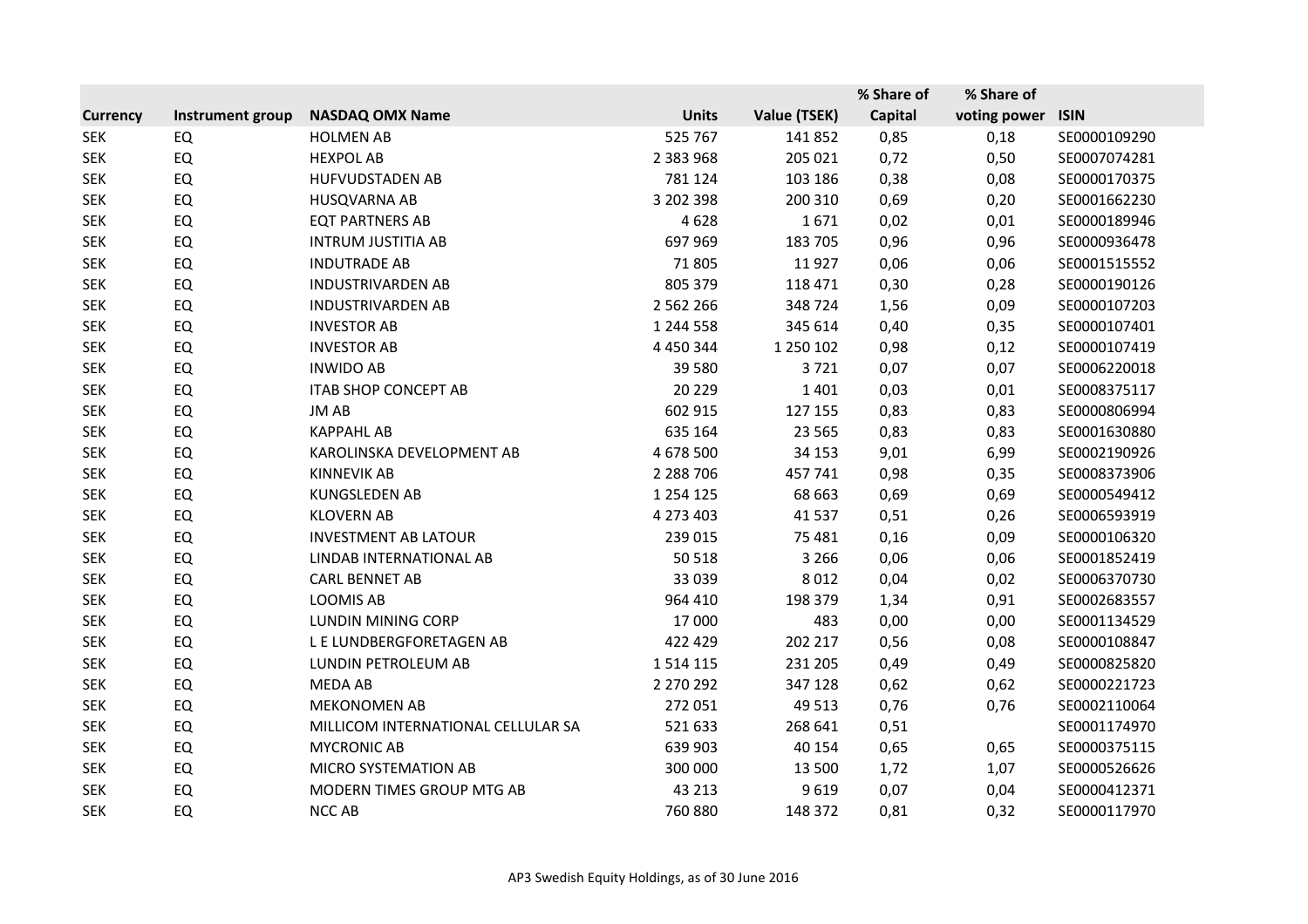| Currency | Instrument group | NASDAQ OMX Name | Units | Value (TSEK) | % Share of Capital | % Share of voting power | ISIN |
|---|---|---|---|---|---|---|---|
| SEK | EQ | HOLMEN AB | 525 767 | 141 852 | 0,85 | 0,18 | SE0000109290 |
| SEK | EQ | HEXPOL AB | 2 383 968 | 205 021 | 0,72 | 0,50 | SE0007074281 |
| SEK | EQ | HUFVUDSTADEN AB | 781 124 | 103 186 | 0,38 | 0,08 | SE0000170375 |
| SEK | EQ | HUSQVARNA AB | 3 202 398 | 200 310 | 0,69 | 0,20 | SE0001662230 |
| SEK | EQ | EQT PARTNERS AB | 4 628 | 1 671 | 0,02 | 0,01 | SE0000189946 |
| SEK | EQ | INTRUM JUSTITIA AB | 697 969 | 183 705 | 0,96 | 0,96 | SE0000936478 |
| SEK | EQ | INDUTRADE AB | 71 805 | 11 927 | 0,06 | 0,06 | SE0001515552 |
| SEK | EQ | INDUSTRIVARDEN AB | 805 379 | 118 471 | 0,30 | 0,28 | SE0000190126 |
| SEK | EQ | INDUSTRIVARDEN AB | 2 562 266 | 348 724 | 1,56 | 0,09 | SE0000107203 |
| SEK | EQ | INVESTOR AB | 1 244 558 | 345 614 | 0,40 | 0,35 | SE0000107401 |
| SEK | EQ | INVESTOR AB | 4 450 344 | 1 250 102 | 0,98 | 0,12 | SE0000107419 |
| SEK | EQ | INWIDO AB | 39 580 | 3 721 | 0,07 | 0,07 | SE0006220018 |
| SEK | EQ | ITAB SHOP CONCEPT AB | 20 229 | 1 401 | 0,03 | 0,01 | SE0008375117 |
| SEK | EQ | JM AB | 602 915 | 127 155 | 0,83 | 0,83 | SE0000806994 |
| SEK | EQ | KAPPAHL AB | 635 164 | 23 565 | 0,83 | 0,83 | SE0001630880 |
| SEK | EQ | KAROLINSKA DEVELOPMENT AB | 4 678 500 | 34 153 | 9,01 | 6,99 | SE0002190926 |
| SEK | EQ | KINNEVIK AB | 2 288 706 | 457 741 | 0,98 | 0,35 | SE0008373906 |
| SEK | EQ | KUNGSLEDEN AB | 1 254 125 | 68 663 | 0,69 | 0,69 | SE0000549412 |
| SEK | EQ | KLOVERN AB | 4 273 403 | 41 537 | 0,51 | 0,26 | SE0006593919 |
| SEK | EQ | INVESTMENT AB LATOUR | 239 015 | 75 481 | 0,16 | 0,09 | SE0000106320 |
| SEK | EQ | LINDAB INTERNATIONAL AB | 50 518 | 3 266 | 0,06 | 0,06 | SE0001852419 |
| SEK | EQ | CARL BENNET AB | 33 039 | 8 012 | 0,04 | 0,02 | SE0006370730 |
| SEK | EQ | LOOMIS AB | 964 410 | 198 379 | 1,34 | 0,91 | SE0002683557 |
| SEK | EQ | LUNDIN MINING CORP | 17 000 | 483 | 0,00 | 0,00 | SE0001134529 |
| SEK | EQ | L E LUNDBERGFORETAGEN AB | 422 429 | 202 217 | 0,56 | 0,08 | SE0000108847 |
| SEK | EQ | LUNDIN PETROLEUM AB | 1 514 115 | 231 205 | 0,49 | 0,49 | SE0000825820 |
| SEK | EQ | MEDA AB | 2 270 292 | 347 128 | 0,62 | 0,62 | SE0000221723 |
| SEK | EQ | MEKONOMEN AB | 272 051 | 49 513 | 0,76 | 0,76 | SE0002110064 |
| SEK | EQ | MILLICOM INTERNATIONAL CELLULAR SA | 521 633 | 268 641 | 0,51 | | SE0001174970 |
| SEK | EQ | MYCRONIC AB | 639 903 | 40 154 | 0,65 | 0,65 | SE0000375115 |
| SEK | EQ | MICRO SYSTEMATION AB | 300 000 | 13 500 | 1,72 | 1,07 | SE0000526626 |
| SEK | EQ | MODERN TIMES GROUP MTG AB | 43 213 | 9 619 | 0,07 | 0,04 | SE0000412371 |
| SEK | EQ | NCC AB | 760 880 | 148 372 | 0,81 | 0,32 | SE0000117970 |

AP3 Swedish Equity Holdings, as of 30 June 2016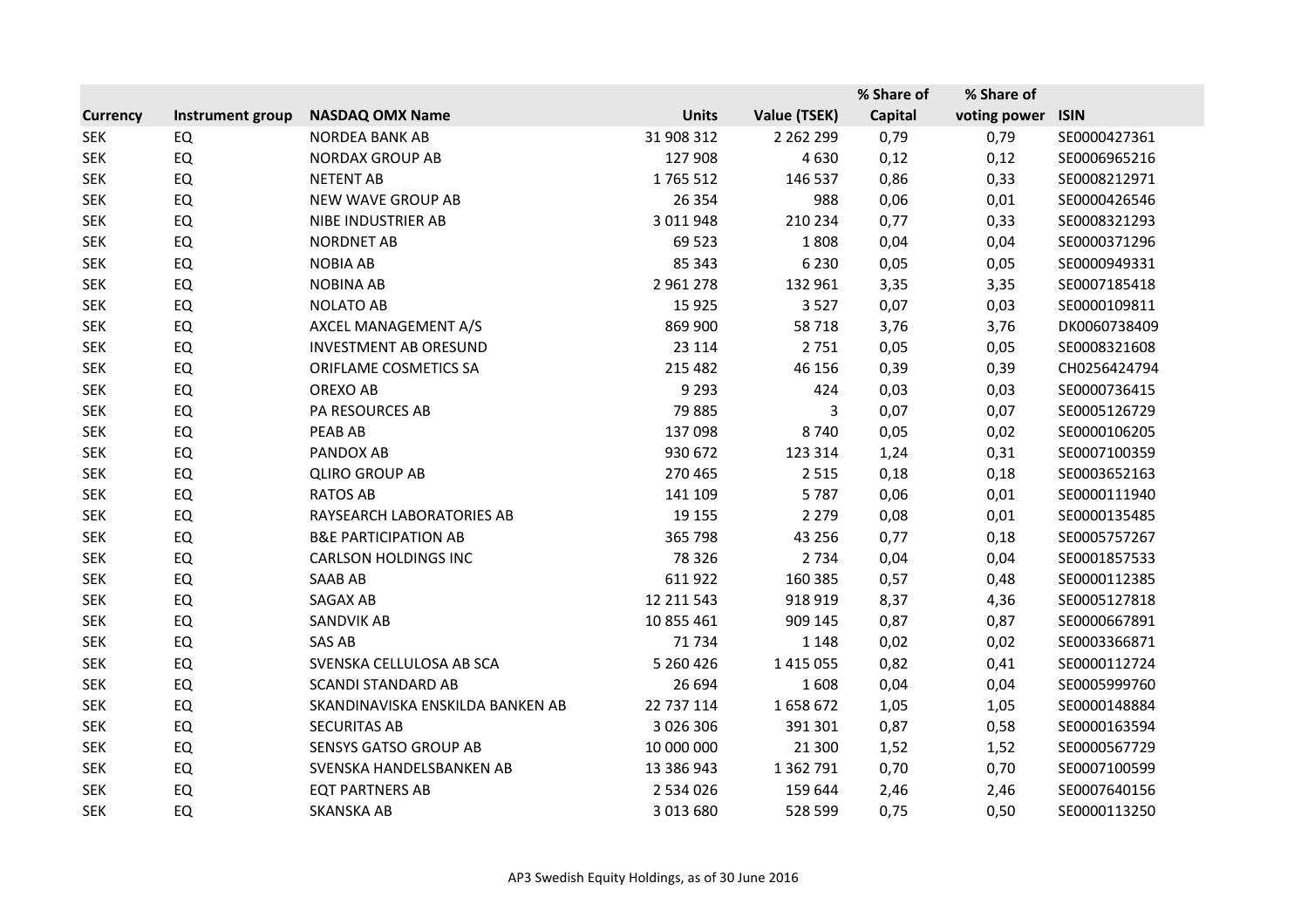| Currency | Instrument group | NASDAQ OMX Name | Units | Value (TSEK) | % Share of Capital | % Share of voting power | ISIN |
|---|---|---|---|---|---|---|---|
| SEK | EQ | NORDEA BANK AB | 31 908 312 | 2 262 299 | 0,79 | 0,79 | SE0000427361 |
| SEK | EQ | NORDAX GROUP AB | 127 908 | 4 630 | 0,12 | 0,12 | SE0006965216 |
| SEK | EQ | NETENT AB | 1 765 512 | 146 537 | 0,86 | 0,33 | SE0008212971 |
| SEK | EQ | NEW WAVE GROUP AB | 26 354 | 988 | 0,06 | 0,01 | SE0000426546 |
| SEK | EQ | NIBE INDUSTRIER AB | 3 011 948 | 210 234 | 0,77 | 0,33 | SE0008321293 |
| SEK | EQ | NORDNET AB | 69 523 | 1 808 | 0,04 | 0,04 | SE0000371296 |
| SEK | EQ | NOBIA AB | 85 343 | 6 230 | 0,05 | 0,05 | SE0000949331 |
| SEK | EQ | NOBINA AB | 2 961 278 | 132 961 | 3,35 | 3,35 | SE0007185418 |
| SEK | EQ | NOLATO AB | 15 925 | 3 527 | 0,07 | 0,03 | SE0000109811 |
| SEK | EQ | AXCEL MANAGEMENT A/S | 869 900 | 58 718 | 3,76 | 3,76 | DK0060738409 |
| SEK | EQ | INVESTMENT AB ORESUND | 23 114 | 2 751 | 0,05 | 0,05 | SE0008321608 |
| SEK | EQ | ORIFLAME COSMETICS SA | 215 482 | 46 156 | 0,39 | 0,39 | CH0256424794 |
| SEK | EQ | OREXO AB | 9 293 | 424 | 0,03 | 0,03 | SE0000736415 |
| SEK | EQ | PA RESOURCES AB | 79 885 | 3 | 0,07 | 0,07 | SE0005126729 |
| SEK | EQ | PEAB AB | 137 098 | 8 740 | 0,05 | 0,02 | SE0000106205 |
| SEK | EQ | PANDOX AB | 930 672 | 123 314 | 1,24 | 0,31 | SE0007100359 |
| SEK | EQ | QLIRO GROUP AB | 270 465 | 2 515 | 0,18 | 0,18 | SE0003652163 |
| SEK | EQ | RATOS AB | 141 109 | 5 787 | 0,06 | 0,01 | SE0000111940 |
| SEK | EQ | RAYSEARCH LABORATORIES AB | 19 155 | 2 279 | 0,08 | 0,01 | SE0000135485 |
| SEK | EQ | B&E PARTICIPATION AB | 365 798 | 43 256 | 0,77 | 0,18 | SE0005757267 |
| SEK | EQ | CARLSON HOLDINGS INC | 78 326 | 2 734 | 0,04 | 0,04 | SE0001857533 |
| SEK | EQ | SAAB AB | 611 922 | 160 385 | 0,57 | 0,48 | SE0000112385 |
| SEK | EQ | SAGAX AB | 12 211 543 | 918 919 | 8,37 | 4,36 | SE0005127818 |
| SEK | EQ | SANDVIK AB | 10 855 461 | 909 145 | 0,87 | 0,87 | SE0000667891 |
| SEK | EQ | SAS AB | 71 734 | 1 148 | 0,02 | 0,02 | SE0003366871 |
| SEK | EQ | SVENSKA CELLULOSA AB SCA | 5 260 426 | 1 415 055 | 0,82 | 0,41 | SE0000112724 |
| SEK | EQ | SCANDI STANDARD AB | 26 694 | 1 608 | 0,04 | 0,04 | SE0005999760 |
| SEK | EQ | SKANDINAVISKA ENSKILDA BANKEN AB | 22 737 114 | 1 658 672 | 1,05 | 1,05 | SE0000148884 |
| SEK | EQ | SECURITAS AB | 3 026 306 | 391 301 | 0,87 | 0,58 | SE0000163594 |
| SEK | EQ | SENSYS GATSO GROUP AB | 10 000 000 | 21 300 | 1,52 | 1,52 | SE0000567729 |
| SEK | EQ | SVENSKA HANDELSBANKEN AB | 13 386 943 | 1 362 791 | 0,70 | 0,70 | SE0007100599 |
| SEK | EQ | EQT PARTNERS AB | 2 534 026 | 159 644 | 2,46 | 2,46 | SE0007640156 |
| SEK | EQ | SKANSKA AB | 3 013 680 | 528 599 | 0,75 | 0,50 | SE0000113250 |

AP3 Swedish Equity Holdings, as of 30 June 2016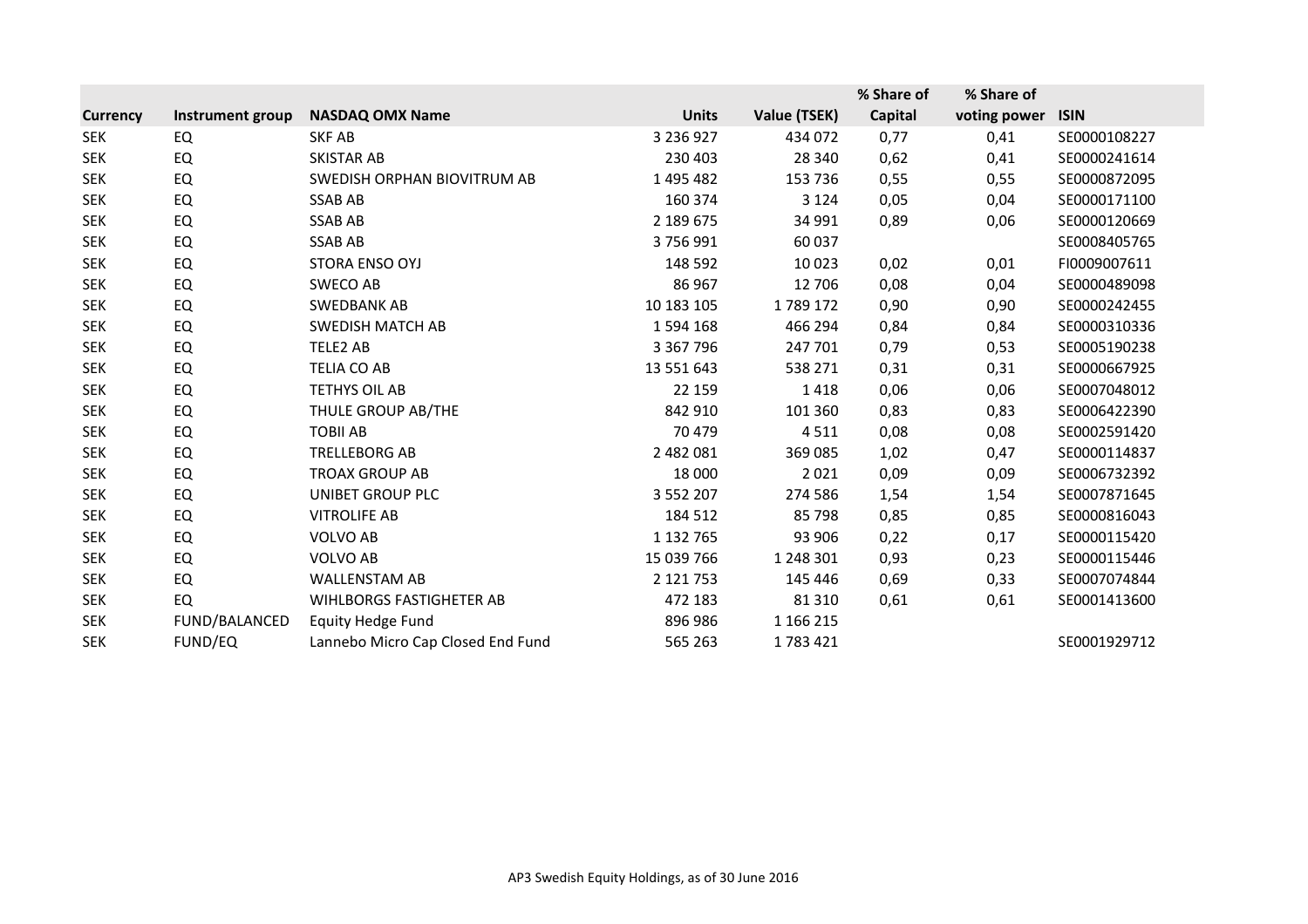| Currency | Instrument group | NASDAQ OMX Name | Units | Value (TSEK) | % Share of Capital | % Share of voting power | ISIN |
|---|---|---|---|---|---|---|---|
| SEK | EQ | SKF AB | 3 236 927 | 434 072 | 0,77 | 0,41 | SE0000108227 |
| SEK | EQ | SKISTAR AB | 230 403 | 28 340 | 0,62 | 0,41 | SE0000241614 |
| SEK | EQ | SWEDISH ORPHAN BIOVITRUM AB | 1 495 482 | 153 736 | 0,55 | 0,55 | SE0000872095 |
| SEK | EQ | SSAB AB | 160 374 | 3 124 | 0,05 | 0,04 | SE0000171100 |
| SEK | EQ | SSAB AB | 2 189 675 | 34 991 | 0,89 | 0,06 | SE0000120669 |
| SEK | EQ | SSAB AB | 3 756 991 | 60 037 | | | SE0008405765 |
| SEK | EQ | STORA ENSO OYJ | 148 592 | 10 023 | 0,02 | 0,01 | FI0009007611 |
| SEK | EQ | SWECO AB | 86 967 | 12 706 | 0,08 | 0,04 | SE0000489098 |
| SEK | EQ | SWEDBANK AB | 10 183 105 | 1 789 172 | 0,90 | 0,90 | SE0000242455 |
| SEK | EQ | SWEDISH MATCH AB | 1 594 168 | 466 294 | 0,84 | 0,84 | SE0000310336 |
| SEK | EQ | TELE2 AB | 3 367 796 | 247 701 | 0,79 | 0,53 | SE0005190238 |
| SEK | EQ | TELIA CO AB | 13 551 643 | 538 271 | 0,31 | 0,31 | SE0000667925 |
| SEK | EQ | TETHYS OIL AB | 22 159 | 1 418 | 0,06 | 0,06 | SE0007048012 |
| SEK | EQ | THULE GROUP AB/THE | 842 910 | 101 360 | 0,83 | 0,83 | SE0006422390 |
| SEK | EQ | TOBII AB | 70 479 | 4 511 | 0,08 | 0,08 | SE0002591420 |
| SEK | EQ | TRELLEBORG AB | 2 482 081 | 369 085 | 1,02 | 0,47 | SE0000114837 |
| SEK | EQ | TROAX GROUP AB | 18 000 | 2 021 | 0,09 | 0,09 | SE0006732392 |
| SEK | EQ | UNIBET GROUP PLC | 3 552 207 | 274 586 | 1,54 | 1,54 | SE0007871645 |
| SEK | EQ | VITROLIFE AB | 184 512 | 85 798 | 0,85 | 0,85 | SE0000816043 |
| SEK | EQ | VOLVO AB | 1 132 765 | 93 906 | 0,22 | 0,17 | SE0000115420 |
| SEK | EQ | VOLVO AB | 15 039 766 | 1 248 301 | 0,93 | 0,23 | SE0000115446 |
| SEK | EQ | WALLENSTAM AB | 2 121 753 | 145 446 | 0,69 | 0,33 | SE0007074844 |
| SEK | EQ | WIHLBORGS FASTIGHETER AB | 472 183 | 81 310 | 0,61 | 0,61 | SE0001413600 |
| SEK | FUND/BALANCED | Equity Hedge Fund | 896 986 | 1 166 215 | | | |
| SEK | FUND/EQ | Lannebo Micro Cap Closed End Fund | 565 263 | 1 783 421 | | | SE0001929712 |

AP3 Swedish Equity Holdings, as of 30 June 2016